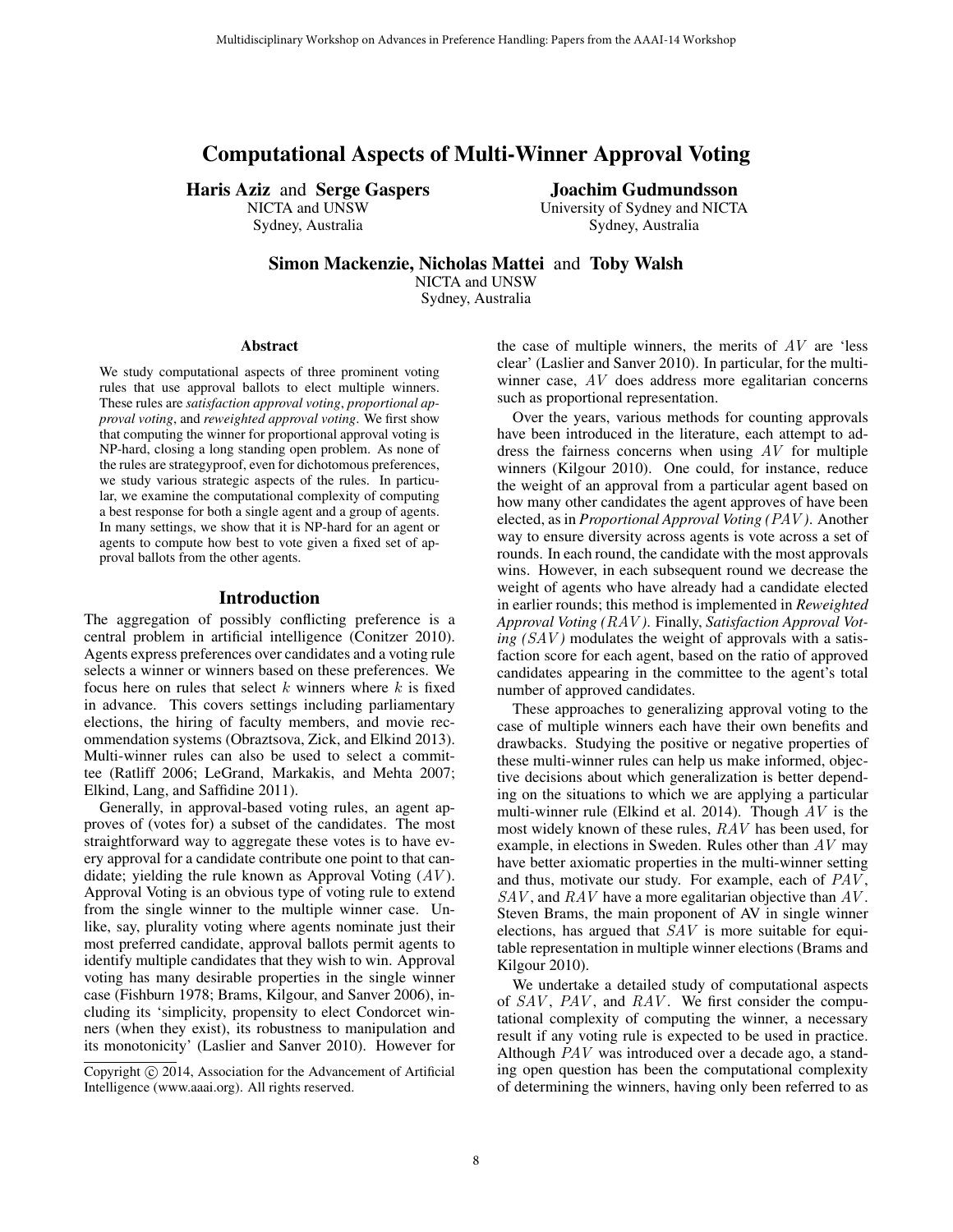# Computational Aspects of Multi-Winner Approval Voting

**Haris Aziz** and **Serge Gaspers**
NICTA and UNSW
Sydney, Australia

**Joachim Gudmundsson**
University of Sydney and NICTA
Sydney, Australia

**Simon Mackenzie, Nicholas Mattei** and **Toby Walsh**
NICTA and UNSW
Sydney, Australia

### Abstract

We study computational aspects of three prominent voting rules that use approval ballots to elect multiple winners. These rules are *satisfaction approval voting*, *proportional approval voting*, and *reweighted approval voting*. We first show that computing the winner for proportional approval voting is NP-hard, closing a long standing open problem. As none of the rules are strategyproof, even for dichotomous preferences, we study various strategic aspects of the rules. In particular, we examine the computational complexity of computing a best response for both a single agent and a group of agents. In many settings, we show that it is NP-hard for an agent or agents to compute how best to vote given a fixed set of approval ballots from the other agents.

## Introduction

The aggregation of possibly conflicting preference is a central problem in artificial intelligence (Conitzer 2010). Agents express preferences over candidates and a voting rule selects a winner or winners based on these preferences. We focus here on rules that select $k$ winners where $k$ is fixed in advance. This covers settings including parliamentary elections, the hiring of faculty members, and movie recommendation systems (Obraztsova, Zick, and Elkind 2013). Multi-winner rules can also be used to select a committee (Ratliff 2006; LeGrand, Markakis, and Mehta 2007; Elkind, Lang, and Saffidine 2011).

Generally, in approval-based voting rules, an agent approves of (votes for) a subset of the candidates. The most straightforward way to aggregate these votes is to have every approval for a candidate contribute one point to that candidate; yielding the rule known as Approval Voting ($AV$). Approval Voting is an obvious type of voting rule to extend from the single winner to the multiple winner case. Unlike, say, plurality voting where agents nominate just their most preferred candidate, approval ballots permit agents to identify multiple candidates that they wish to win. Approval voting has many desirable properties in the single winner case (Fishburn 1978; Brams, Kilgour, and Sanver 2006), including its 'simplicity, propensity to elect Condorcet winners (when they exist), its robustness to manipulation and its monotonicity' (Laslier and Sanver 2010). However for the case of multiple winners, the merits of $AV$ are 'less clear' (Laslier and Sanver 2010). In particular, for the multi-winner case, $AV$ does address more egalitarian concerns such as proportional representation.

Over the years, various methods for counting approvals have been introduced in the literature, each attempt to address the fairness concerns when using $AV$ for multiple winners (Kilgour 2010). One could, for instance, reduce the weight of an approval from a particular agent based on how many other candidates the agent approves of have been elected, as in *Proportional Approval Voting ($PAV$)*. Another way to ensure diversity across agents is vote across a set of rounds. In each round, the candidate with the most approvals wins. However, in each subsequent round we decrease the weight of agents who have already had a candidate elected in earlier rounds; this method is implemented in *Reweighted Approval Voting ($RAV$)*. Finally, *Satisfaction Approval Voting ($SAV$)* modulates the weight of approvals with a satisfaction score for each agent, based on the ratio of approved candidates appearing in the committee to the agent's total number of approved candidates.

These approaches to generalizing approval voting to the case of multiple winners each have their own benefits and drawbacks. Studying the positive or negative properties of these multi-winner rules can help us make informed, objective decisions about which generalization is better depending on the situations to which we are applying a particular multi-winner rule (Elkind et al. 2014). Though $AV$ is the most widely known of these rules, $RAV$ has been used, for example, in elections in Sweden. Rules other than $AV$ may have better axiomatic properties in the multi-winner setting and thus, motivate our study. For example, each of $PAV$, $SAV$, and $RAV$ have a more egalitarian objective than $AV$. Steven Brams, the main proponent of AV in single winner elections, has argued that $SAV$ is more suitable for equitable representation in multiple winner elections (Brams and Kilgour 2010).

We undertake a detailed study of computational aspects of $SAV$, $PAV$, and $RAV$. We first consider the computational complexity of computing the winner, a necessary result if any voting rule is expected to be used in practice. Although $PAV$ was introduced over a decade ago, a standing open question has been the computational complexity of determining the winners, having only been referred to as

Copyright © 2014, Association for the Advancement of Artificial Intelligence (www.aaai.org). All rights reserved.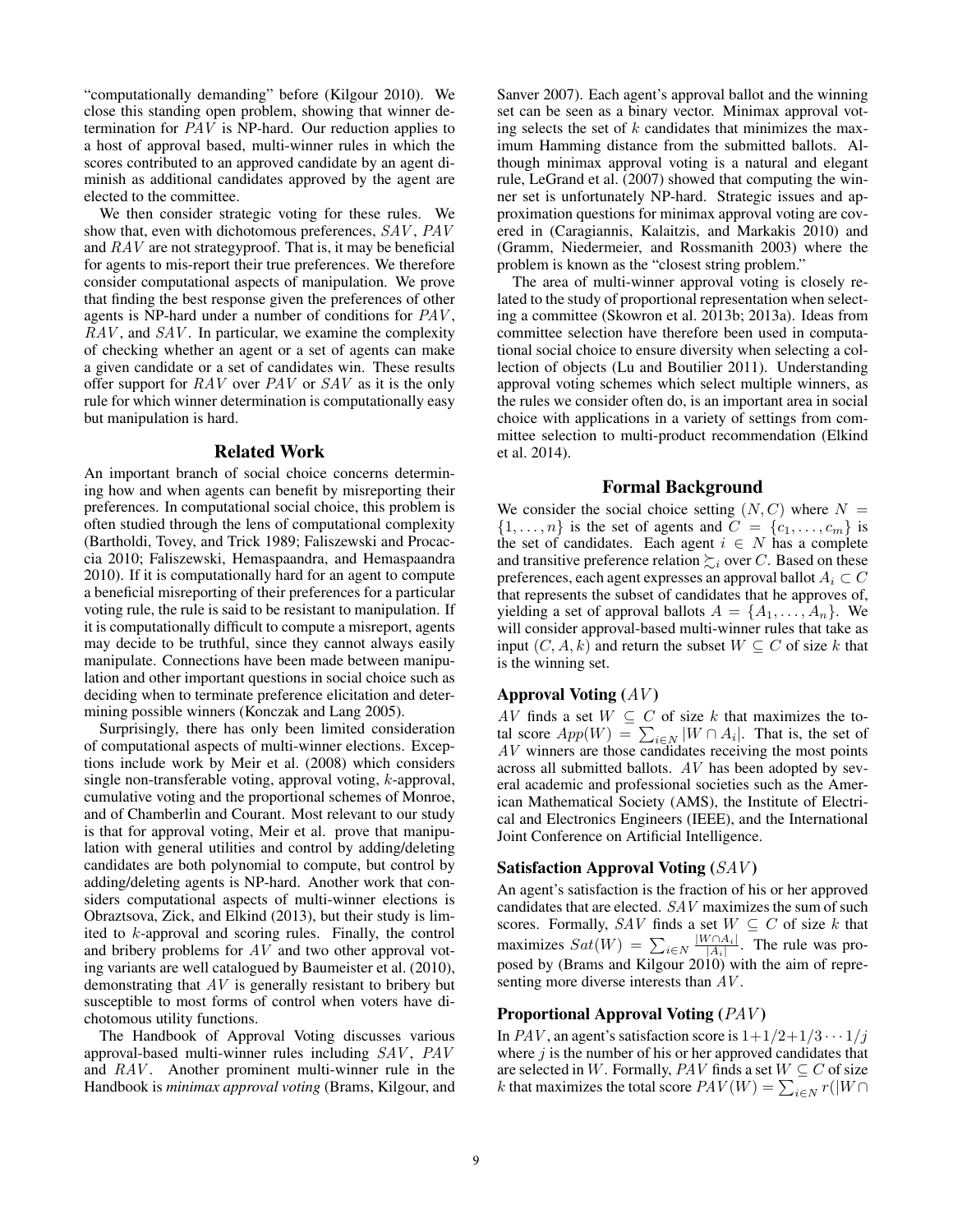"computationally demanding" before (Kilgour 2010). We close this standing open problem, showing that winner determination for $PAV$ is NP-hard. Our reduction applies to a host of approval based, multi-winner rules in which the scores contributed to an approved candidate by an agent diminish as additional candidates approved by the agent are elected to the committee.

We then consider strategic voting for these rules. We show that, even with dichotomous preferences, $SAV$, $PAV$ and $RAV$ are not strategyproof. That is, it may be beneficial for agents to mis-report their true preferences. We therefore consider computational aspects of manipulation. We prove that finding the best response given the preferences of other agents is NP-hard under a number of conditions for $PAV$, $RAV$, and $SAV$. In particular, we examine the complexity of checking whether an agent or a set of agents can make a given candidate or a set of candidates win. These results offer support for $RAV$ over $PAV$ or $SAV$ as it is the only rule for which winner determination is computationally easy but manipulation is hard.

## Related Work

An important branch of social choice concerns determining how and when agents can benefit by misreporting their preferences. In computational social choice, this problem is often studied through the lens of computational complexity (Bartholdi, Tovey, and Trick 1989; Faliszewski and Procaccia 2010; Faliszewski, Hemaspaandra, and Hemaspaandra 2010). If it is computationally hard for an agent to compute a beneficial misreporting of their preferences for a particular voting rule, the rule is said to be resistant to manipulation. If it is computationally difficult to compute a misreport, agents may decide to be truthful, since they cannot always easily manipulate. Connections have been made between manipulation and other important questions in social choice such as deciding when to terminate preference elicitation and determining possible winners (Konczak and Lang 2005).

Surprisingly, there has only been limited consideration of computational aspects of multi-winner elections. Exceptions include work by Meir et al. (2008) which considers single non-transferable voting, approval voting, $k$-approval, cumulative voting and the proportional schemes of Monroe, and of Chamberlin and Courant. Most relevant to our study is that for approval voting, Meir et al. prove that manipulation with general utilities and control by adding/deleting candidates are both polynomial to compute, but control by adding/deleting agents is NP-hard. Another work that considers computational aspects of multi-winner elections is Obraztsova, Zick, and Elkind (2013), but their study is limited to $k$-approval and scoring rules. Finally, the control and bribery problems for $AV$ and two other approval voting variants are well catalogued by Baumeister et al. (2010), demonstrating that $AV$ is generally resistant to bribery but susceptible to most forms of control when voters have dichotomous utility functions.

The Handbook of Approval Voting discusses various approval-based multi-winner rules including $SAV$, $PAV$ and $RAV$. Another prominent multi-winner rule in the Handbook is *minimax approval voting* (Brams, Kilgour, and Sanver 2007). Each agent's approval ballot and the winning set can be seen as a binary vector. Minimax approval voting selects the set of $k$ candidates that minimizes the maximum Hamming distance from the submitted ballots. Although minimax approval voting is a natural and elegant rule, LeGrand et al. (2007) showed that computing the winner set is unfortunately NP-hard. Strategic issues and approximation questions for minimax approval voting are covered in (Caragiannis, Kalaitzis, and Markakis 2010) and (Gramm, Niedermeier, and Rossmanith 2003) where the problem is known as the "closest string problem."

The area of multi-winner approval voting is closely related to the study of proportional representation when selecting a committee (Skowron et al. 2013b; 2013a). Ideas from committee selection have therefore been used in computational social choice to ensure diversity when selecting a collection of objects (Lu and Boutilier 2011). Understanding approval voting schemes which select multiple winners, as the rules we consider often do, is an important area in social choice with applications in a variety of settings from committee selection to multi-product recommendation (Elkind et al. 2014).

## Formal Background

We consider the social choice setting $(N, C)$ where $N = \{1, \ldots, n\}$ is the set of agents and $C = \{c_1, \ldots, c_m\}$ is the set of candidates. Each agent $i \in N$ has a complete and transitive preference relation $\succsim_i$ over $C$. Based on these preferences, each agent expresses an approval ballot $A_i \subset C$ that represents the subset of candidates that he approves of, yielding a set of approval ballots $A = \{A_1, \ldots, A_n\}$. We will consider approval-based multi-winner rules that take as input $(C, A, k)$ and return the subset $W \subseteq C$ of size $k$ that is the winning set.

### Approval Voting ($AV$)

$AV$ finds a set $W \subseteq C$ of size $k$ that maximizes the total score $App(W) = \sum_{i \in N} |W \cap A_i|$. That is, the set of $AV$ winners are those candidates receiving the most points across all submitted ballots. $AV$ has been adopted by several academic and professional societies such as the American Mathematical Society (AMS), the Institute of Electrical and Electronics Engineers (IEEE), and the International Joint Conference on Artificial Intelligence.

### Satisfaction Approval Voting ($SAV$)

An agent's satisfaction is the fraction of his or her approved candidates that are elected. $SAV$ maximizes the sum of such scores. Formally, $SAV$ finds a set $W \subseteq C$ of size $k$ that maximizes $Sat(W) = \sum_{i \in N} \frac{|W \cap A_i|}{|A_i|}$. The rule was proposed by (Brams and Kilgour 2010) with the aim of representing more diverse interests than $AV$.

### Proportional Approval Voting ($PAV$)

In $PAV$, an agent's satisfaction score is $1 + 1/2 + 1/3 \cdots 1/j$ where $j$ is the number of his or her approved candidates that are selected in $W$. Formally, $PAV$ finds a set $W \subseteq C$ of size $k$ that maximizes the total score $PAV(W) = \sum_{i \in N} r(|W \cap$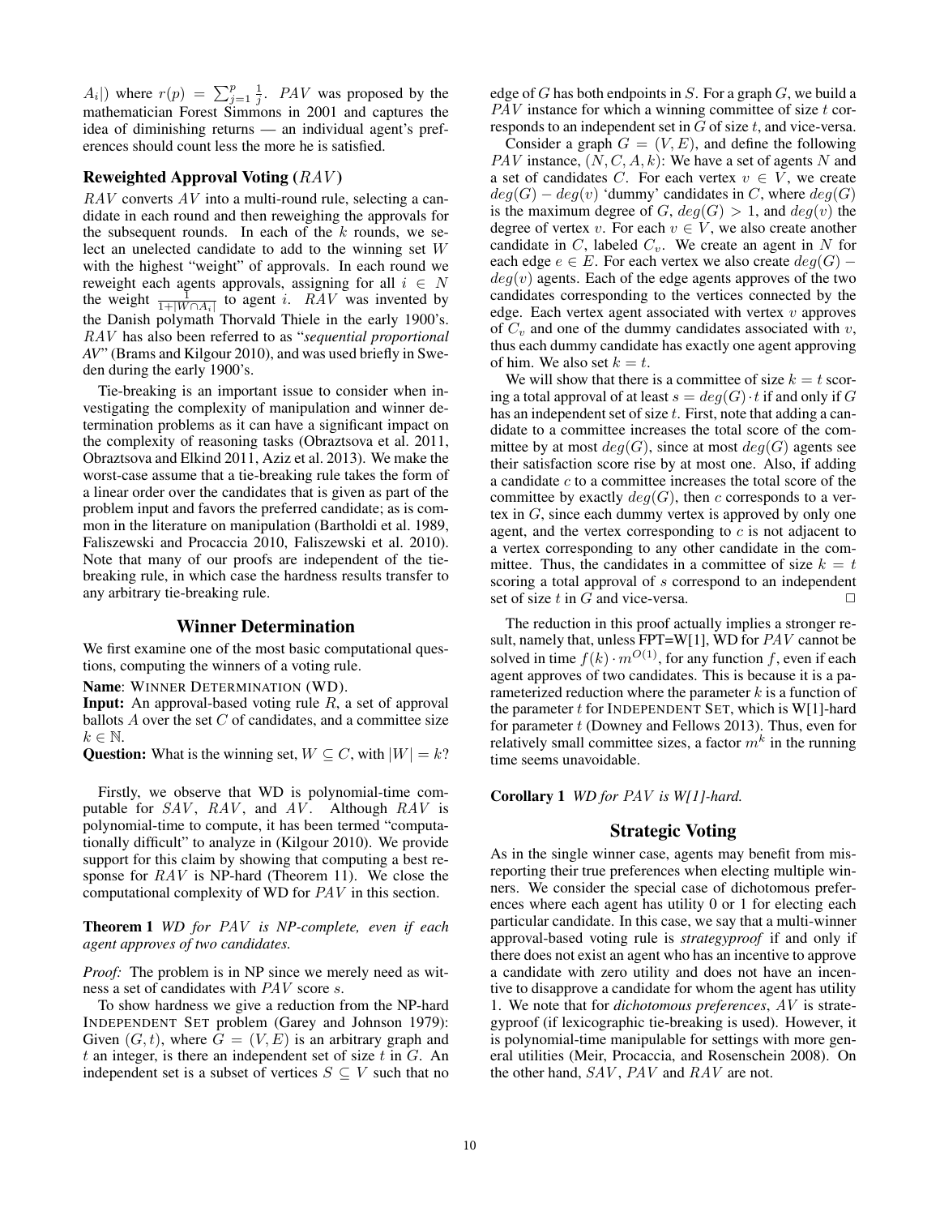$A_i|)$ where $r(p) = \sum_{j=1}^{p} \frac{1}{j}$. $PAV$ was proposed by the mathematician Forest Simmons in 2001 and captures the idea of diminishing returns — an individual agent's preferences should count less the more he is satisfied.

### Reweighted Approval Voting ($RAV$)

$RAV$ converts $AV$ into a multi-round rule, selecting a candidate in each round and then reweighing the approvals for the subsequent rounds. In each of the $k$ rounds, we select an unelected candidate to add to the winning set $W$ with the highest "weight" of approvals. In each round we reweight each agents approvals, assigning for all $i \in N$ the weight $\frac{1}{1+|W \cap A_i|}$ to agent $i$. $RAV$ was invented by the Danish polymath Thorvald Thiele in the early 1900's. $RAV$ has also been referred to as "*sequential proportional AV*" (Brams and Kilgour 2010), and was used briefly in Sweden during the early 1900's.

Tie-breaking is an important issue to consider when investigating the complexity of manipulation and winner determination problems as it can have a significant impact on the complexity of reasoning tasks (Obraztsova et al. 2011, Obraztsova and Elkind 2011, Aziz et al. 2013). We make the worst-case assume that a tie-breaking rule takes the form of a linear order over the candidates that is given as part of the problem input and favors the preferred candidate; as is common in the literature on manipulation (Bartholdi et al. 1989, Faliszewski and Procaccia 2010, Faliszewski et al. 2010). Note that many of our proofs are independent of the tie-breaking rule, in which case the hardness results transfer to any arbitrary tie-breaking rule.

## Winner Determination

We first examine one of the most basic computational questions, computing the winners of a voting rule.

**Name**: WINNER DETERMINATION (WD).
**Input:** An approval-based voting rule $R$, a set of approval ballots $A$ over the set $C$ of candidates, and a committee size $k \in \mathbb{N}$.
**Question:** What is the winning set, $W \subseteq C$, with $|W| = k$?

Firstly, we observe that WD is polynomial-time computable for $SAV$, $RAV$, and $AV$. Although $RAV$ is polynomial-time to compute, it has been termed "computationally difficult" to analyze in (Kilgour 2010). We provide support for this claim by showing that computing a best response for $RAV$ is NP-hard (Theorem 11). We close the computational complexity of WD for $PAV$ in this section.

**Theorem 1** *WD for $PAV$ is NP-complete, even if each agent approves of two candidates.*

*Proof:* The problem is in NP since we merely need as witness a set of candidates with $PAV$ score $s$.

To show hardness we give a reduction from the NP-hard INDEPENDENT SET problem (Garey and Johnson 1979): Given $(G, t)$, where $G = (V, E)$ is an arbitrary graph and $t$ an integer, is there an independent set of size $t$ in $G$. An independent set is a subset of vertices $S \subseteq V$ such that no edge of $G$ has both endpoints in $S$. For a graph $G$, we build a $PAV$ instance for which a winning committee of size $t$ corresponds to an independent set in $G$ of size $t$, and vice-versa.

Consider a graph $G = (V, E)$, and define the following $PAV$ instance, $(N, C, A, k)$: We have a set of agents $N$ and a set of candidates $C$. For each vertex $v \in V$, we create $deg(G) - deg(v)$ 'dummy' candidates in $C$, where $deg(G)$ is the maximum degree of $G$, $deg(G) > 1$, and $deg(v)$ the degree of vertex $v$. For each $v \in V$, we also create another candidate in $C$, labeled $C_v$. We create an agent in $N$ for each edge $e \in E$. For each vertex we also create $deg(G) - deg(v)$ agents. Each of the edge agents approves of the two candidates corresponding to the vertices connected by the edge. Each vertex agent associated with vertex $v$ approves of $C_v$ and one of the dummy candidates associated with $v$, thus each dummy candidate has exactly one agent approving of him. We also set $k = t$.

We will show that there is a committee of size $k = t$ scoring a total approval of at least $s = deg(G) \cdot t$ if and only if $G$ has an independent set of size $t$. First, note that adding a candidate to a committee increases the total score of the committee by at most $deg(G)$, since at most $deg(G)$ agents see their satisfaction score rise by at most one. Also, if adding a candidate $c$ to a committee increases the total score of the committee by exactly $deg(G)$, then $c$ corresponds to a vertex in $G$, since each dummy vertex is approved by only one agent, and the vertex corresponding to $c$ is not adjacent to a vertex corresponding to any other candidate in the committee. Thus, the candidates in a committee of size $k = t$ scoring a total approval of $s$ correspond to an independent set of size $t$ in $G$ and vice-versa. □

The reduction in this proof actually implies a stronger result, namely that, unless FPT=W[1], WD for $PAV$ cannot be solved in time $f(k) \cdot m^{O(1)}$, for any function $f$, even if each agent approves of two candidates. This is because it is a parameterized reduction where the parameter $k$ is a function of the parameter $t$ for INDEPENDENT SET, which is W[1]-hard for parameter $t$ (Downey and Fellows 2013). Thus, even for relatively small committee sizes, a factor $m^k$ in the running time seems unavoidable.

**Corollary 1** *WD for $PAV$ is W[1]-hard.*

## Strategic Voting

As in the single winner case, agents may benefit from misreporting their true preferences when electing multiple winners. We consider the special case of dichotomous preferences where each agent has utility 0 or 1 for electing each particular candidate. In this case, we say that a multi-winner approval-based voting rule is *strategyproof* if and only if there does not exist an agent who has an incentive to approve a candidate with zero utility and does not have an incentive to disapprove a candidate for whom the agent has utility 1. We note that for *dichotomous preferences*, $AV$ is strategyproof (if lexicographic tie-breaking is used). However, it is polynomial-time manipulable for settings with more general utilities (Meir, Procaccia, and Rosenschein 2008). On the other hand, $SAV$, $PAV$ and $RAV$ are not.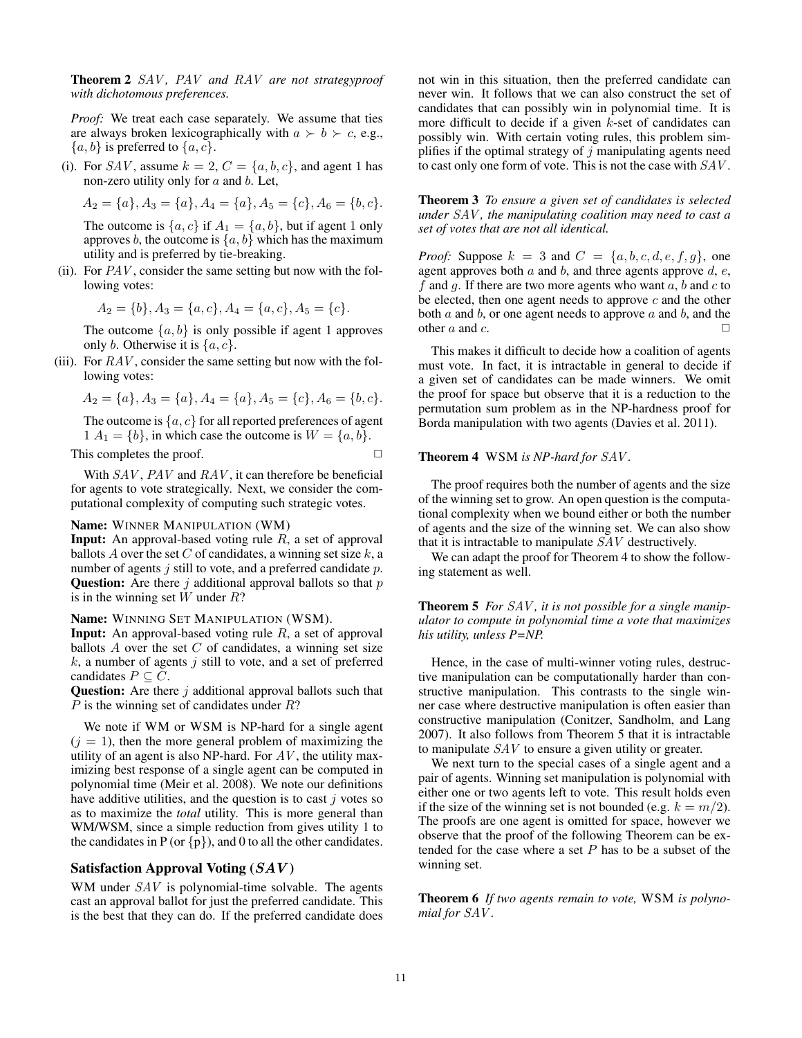**Theorem 2** *SAV, PAV and RAV are not strategyproof with dichotomous preferences.*

*Proof:* We treat each case separately. We assume that ties are always broken lexicographically with $a \succ b \succ c$, e.g., $\{a, b\}$ is preferred to $\{a, c\}$.

(i). For $SAV$, assume $k = 2$, $C = \{a, b, c\}$, and agent 1 has non-zero utility only for $a$ and $b$. Let,

$$A_2 = \{a\}, A_3 = \{a\}, A_4 = \{a\}, A_5 = \{c\}, A_6 = \{b, c\}.$$

The outcome is $\{a, c\}$ if $A_1 = \{a, b\}$, but if agent 1 only approves $b$, the outcome is $\{a, b\}$ which has the maximum utility and is preferred by tie-breaking.

(ii). For $PAV$, consider the same setting but now with the following votes:

$$A_2 = \{b\}, A_3 = \{a, c\}, A_4 = \{a, c\}, A_5 = \{c\}.$$

The outcome $\{a, b\}$ is only possible if agent 1 approves only $b$. Otherwise it is $\{a, c\}$.

(iii). For $RAV$, consider the same setting but now with the following votes:

$$A_2 = \{a\}, A_3 = \{a\}, A_4 = \{a\}, A_5 = \{c\}, A_6 = \{b, c\}.$$

The outcome is $\{a, c\}$ for all reported preferences of agent 1 $A_1 = \{b\}$, in which case the outcome is $W = \{a, b\}$.

This completes the proof. □

With $SAV$, $PAV$ and $RAV$, it can therefore be beneficial for agents to vote strategically. Next, we consider the computational complexity of computing such strategic votes.

**Name:** WINNER MANIPULATION (WM)
**Input:** An approval-based voting rule $R$, a set of approval ballots $A$ over the set $C$ of candidates, a winning set size $k$, a number of agents $j$ still to vote, and a preferred candidate $p$.
**Question:** Are there $j$ additional approval ballots so that $p$ is in the winning set $W$ under $R$?

**Name:** WINNING SET MANIPULATION (WSM).
**Input:** An approval-based voting rule $R$, a set of approval ballots $A$ over the set $C$ of candidates, a winning set size $k$, a number of agents $j$ still to vote, and a set of preferred candidates $P \subseteq C$.
**Question:** Are there $j$ additional approval ballots such that $P$ is the winning set of candidates under $R$?

We note if WM or WSM is NP-hard for a single agent ($j = 1$), then the more general problem of maximizing the utility of an agent is also NP-hard. For $AV$, the utility maximizing best response of a single agent can be computed in polynomial time (Meir et al. 2008). We note our definitions have additive utilities, and the question is to cast $j$ votes so as to maximize the *total* utility. This is more general than WM/WSM, since a simple reduction from gives utility 1 to the candidates in P (or {p}), and 0 to all the other candidates.

## Satisfaction Approval Voting ($SAV$)

WM under $SAV$ is polynomial-time solvable. The agents cast an approval ballot for just the preferred candidate. This is the best that they can do. If the preferred candidate does not win in this situation, then the preferred candidate can never win. It follows that we can also construct the set of candidates that can possibly win in polynomial time. It is more difficult to decide if a given $k$-set of candidates can possibly win. With certain voting rules, this problem simplifies if the optimal strategy of $j$ manipulating agents need to cast only one form of vote. This is not the case with $SAV$.

**Theorem 3** *To ensure a given set of candidates is selected under $SAV$, the manipulating coalition may need to cast a set of votes that are not all identical.*

*Proof:* Suppose $k = 3$ and $C = \{a, b, c, d, e, f, g\}$, one agent approves both $a$ and $b$, and three agents approve $d$, $e$, $f$ and $g$. If there are two more agents who want $a$, $b$ and $c$ to be elected, then one agent needs to approve $c$ and the other both $a$ and $b$, or one agent needs to approve $a$ and $b$, and the other $a$ and $c$. □

This makes it difficult to decide how a coalition of agents must vote. In fact, it is intractable in general to decide if a given set of candidates can be made winners. We omit the proof for space but observe that it is a reduction to the permutation sum problem as in the NP-hardness proof for Borda manipulation with two agents (Davies et al. 2011).

**Theorem 4** WSM *is NP-hard for $SAV$.*

The proof requires both the number of agents and the size of the winning set to grow. An open question is the computational complexity when we bound either or both the number of agents and the size of the winning set. We can also show that it is intractable to manipulate $SAV$ destructively.

We can adapt the proof for Theorem 4 to show the following statement as well.

**Theorem 5** *For $SAV$, it is not possible for a single manipulator to compute in polynomial time a vote that maximizes his utility, unless P=NP.*

Hence, in the case of multi-winner voting rules, destructive manipulation can be computationally harder than constructive manipulation. This contrasts to the single winner case where destructive manipulation is often easier than constructive manipulation (Conitzer, Sandholm, and Lang 2007). It also follows from Theorem 5 that it is intractable to manipulate $SAV$ to ensure a given utility or greater.

We next turn to the special cases of a single agent and a pair of agents. Winning set manipulation is polynomial with either one or two agents left to vote. This result holds even if the size of the winning set is not bounded (e.g. $k = m/2$). The proofs are one agent is omitted for space, however we observe that the proof of the following Theorem can be extended for the case where a set $P$ has to be a subset of the winning set.

**Theorem 6** *If two agents remain to vote,* WSM *is polynomial for $SAV$.*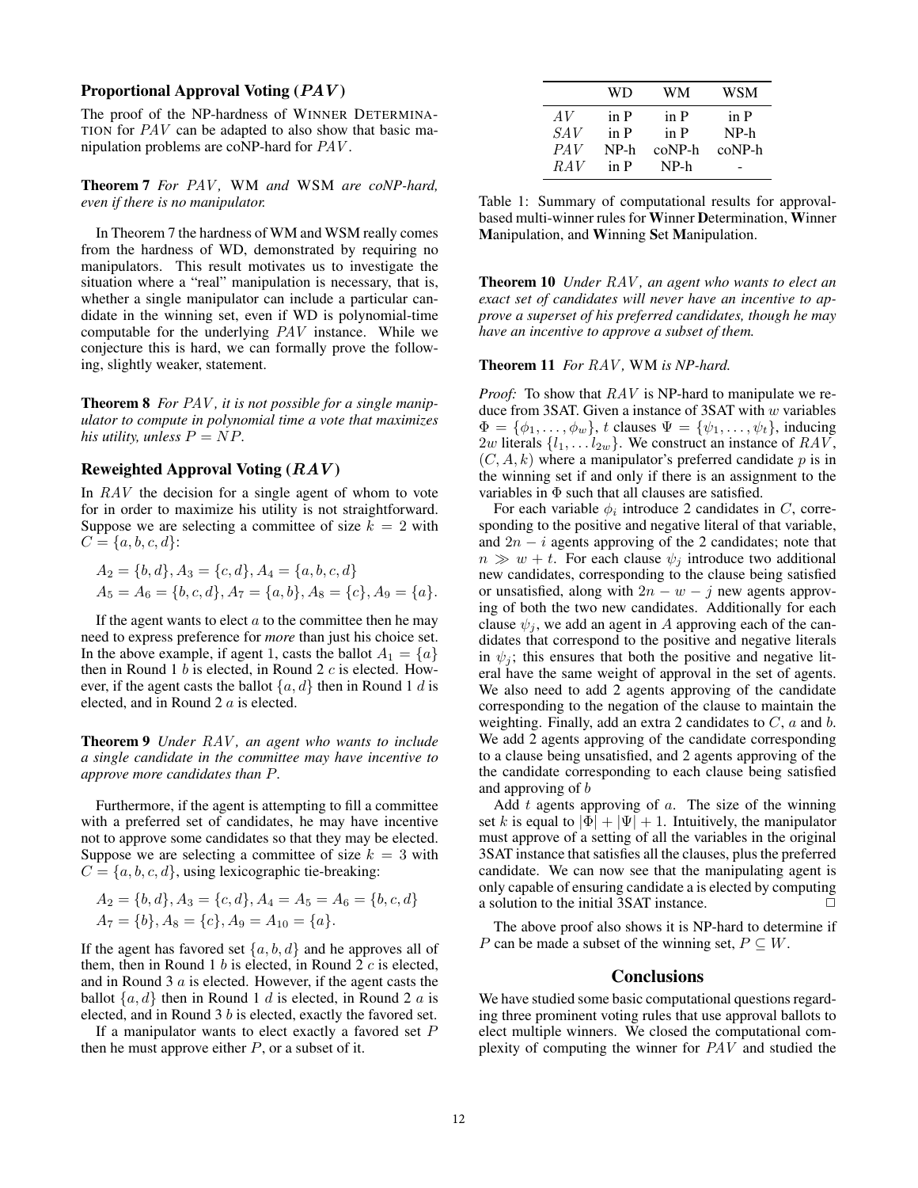### Proportional Approval Voting ($PAV$)

The proof of the NP-hardness of WINNER DETERMINATION for $PAV$ can be adapted to also show that basic manipulation problems are coNP-hard for $PAV$.

**Theorem 7** *For $PAV$, WM and WSM are coNP-hard, even if there is no manipulator.*

In Theorem 7 the hardness of WM and WSM really comes from the hardness of WD, demonstrated by requiring no manipulators. This result motivates us to investigate the situation where a "real" manipulation is necessary, that is, whether a single manipulator can include a particular candidate in the winning set, even if WD is polynomial-time computable for the underlying $PAV$ instance. While we conjecture this is hard, we can formally prove the following, slightly weaker, statement.

**Theorem 8** *For $PAV$, it is not possible for a single manipulator to compute in polynomial time a vote that maximizes his utility, unless $P = NP$.*

### Reweighted Approval Voting ($RAV$)

In $RAV$ the decision for a single agent of whom to vote for in order to maximize his utility is not straightforward. Suppose we are selecting a committee of size $k = 2$ with $C = \{a, b, c, d\}$:

$$A_2 = \{b, d\}, A_3 = \{c, d\}, A_4 = \{a, b, c, d\}$$
$$A_5 = A_6 = \{b, c, d\}, A_7 = \{a, b\}, A_8 = \{c\}, A_9 = \{a\}.$$

If the agent wants to elect $a$ to the committee then he may need to express preference for *more* than just his choice set. In the above example, if agent 1, casts the ballot $A_1 = \{a\}$ then in Round 1 $b$ is elected, in Round 2 $c$ is elected. However, if the agent casts the ballot $\{a, d\}$ then in Round 1 $d$ is elected, and in Round 2 $a$ is elected.

**Theorem 9** *Under $RAV$, an agent who wants to include a single candidate in the committee may have incentive to approve more candidates than $P$.*

Furthermore, if the agent is attempting to fill a committee with a preferred set of candidates, he may have incentive not to approve some candidates so that they may be elected. Suppose we are selecting a committee of size $k = 3$ with $C = \{a, b, c, d\}$, using lexicographic tie-breaking:

$$A_2 = \{b, d\}, A_3 = \{c, d\}, A_4 = A_5 = A_6 = \{b, c, d\}$$
$$A_7 = \{b\}, A_8 = \{c\}, A_9 = A_{10} = \{a\}.$$

If the agent has favored set $\{a, b, d\}$ and he approves all of them, then in Round 1 $b$ is elected, in Round 2 $c$ is elected, and in Round 3 $a$ is elected. However, if the agent casts the ballot $\{a, d\}$ then in Round 1 $d$ is elected, in Round 2 $a$ is elected, and in Round 3 $b$ is elected, exactly the favored set.

If a manipulator wants to elect exactly a favored set $P$ then he must approve either $P$, or a subset of it.

| | WD | WM | WSM |
|---|---|---|---|
| $AV$ | in P | in P | in P |
| $SAV$ | in P | in P | NP-h |
| $PAV$ | NP-h | coNP-h | coNP-h |
| $RAV$ | in P | NP-h | - |

Table 1: Summary of computational results for approval-based multi-winner rules for **W**inner **D**etermination, **W**inner **M**anipulation, and **W**inning **S**et **M**anipulation.

**Theorem 10** *Under $RAV$, an agent who wants to elect an exact set of candidates will never have an incentive to approve a superset of his preferred candidates, though he may have an incentive to approve a subset of them.*

**Theorem 11** *For $RAV$, WM is NP-hard.*

*Proof:* To show that $RAV$ is NP-hard to manipulate we reduce from 3SAT. Given a instance of 3SAT with $w$ variables $\Phi = \{\phi_1, \ldots, \phi_w\}$, $t$ clauses $\Psi = \{\psi_1, \ldots, \psi_t\}$, inducing $2w$ literals $\{l_1, \ldots l_{2w}\}$. We construct an instance of $RAV$, $(C, A, k)$ where a manipulator's preferred candidate $p$ is in the winning set if and only if there is an assignment to the variables in $\Phi$ such that all clauses are satisfied.

For each variable $\phi_i$ introduce 2 candidates in $C$, corresponding to the positive and negative literal of that variable, and $2n - i$ agents approving of the 2 candidates; note that $n \gg w + t$. For each clause $\psi_j$ introduce two additional new candidates, corresponding to the clause being satisfied or unsatisfied, along with $2n - w - j$ new agents approving of both the two new candidates. Additionally for each clause $\psi_j$, we add an agent in $A$ approving each of the candidates that correspond to the positive and negative literals in $\psi_j$; this ensures that both the positive and negative literal have the same weight of approval in the set of agents. We also need to add 2 agents approving of the candidate corresponding to the negation of the clause to maintain the weighting. Finally, add an extra 2 candidates to $C$, $a$ and $b$. We add 2 agents approving of the candidate corresponding to a clause being unsatisfied, and 2 agents approving of the the candidate corresponding to each clause being satisfied and approving of $b$

Add $t$ agents approving of $a$. The size of the winning set $k$ is equal to $|\Phi| + |\Psi| + 1$. Intuitively, the manipulator must approve of a setting of all the variables in the original 3SAT instance that satisfies all the clauses, plus the preferred candidate. We can now see that the manipulating agent is only capable of ensuring candidate a is elected by computing a solution to the initial 3SAT instance. $\square$

The above proof also shows it is NP-hard to determine if $P$ can be made a subset of the winning set, $P \subseteq W$.

## Conclusions

We have studied some basic computational questions regarding three prominent voting rules that use approval ballots to elect multiple winners. We closed the computational complexity of computing the winner for $PAV$ and studied the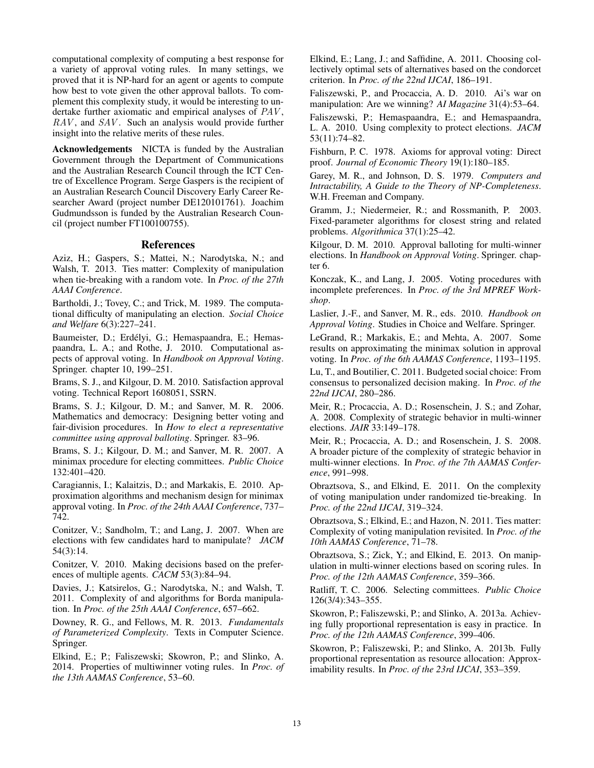computational complexity of computing a best response for a variety of approval voting rules. In many settings, we proved that it is NP-hard for an agent or agents to compute how best to vote given the other approval ballots. To complement this complexity study, it would be interesting to undertake further axiomatic and empirical analyses of $PAV$, $RAV$, and $SAV$. Such an analysis would provide further insight into the relative merits of these rules.

**Acknowledgements** NICTA is funded by the Australian Government through the Department of Communications and the Australian Research Council through the ICT Centre of Excellence Program. Serge Gaspers is the recipient of an Australian Research Council Discovery Early Career Researcher Award (project number DE120101761). Joachim Gudmundsson is funded by the Australian Research Council (project number FT100100755).

## References

Aziz, H.; Gaspers, S.; Mattei, N.; Narodytska, N.; and Walsh, T. 2013. Ties matter: Complexity of manipulation when tie-breaking with a random vote. In *Proc. of the 27th AAAI Conference*.

Bartholdi, J.; Tovey, C.; and Trick, M. 1989. The computational difficulty of manipulating an election. *Social Choice and Welfare* 6(3):227–241.

Baumeister, D.; Erdélyi, G.; Hemaspaandra, E.; Hemaspaandra, L. A.; and Rothe, J. 2010. Computational aspects of approval voting. In *Handbook on Approval Voting*. Springer. chapter 10, 199–251.

Brams, S. J., and Kilgour, D. M. 2010. Satisfaction approval voting. Technical Report 1608051, SSRN.

Brams, S. J.; Kilgour, D. M.; and Sanver, M. R. 2006. Mathematics and democracy: Designing better voting and fair-division procedures. In *How to elect a representative committee using approval balloting*. Springer. 83–96.

Brams, S. J.; Kilgour, D. M.; and Sanver, M. R. 2007. A minimax procedure for electing committees. *Public Choice* 132:401–420.

Caragiannis, I.; Kalaitzis, D.; and Markakis, E. 2010. Approximation algorithms and mechanism design for minimax approval voting. In *Proc. of the 24th AAAI Conference*, 737–742.

Conitzer, V.; Sandholm, T.; and Lang, J. 2007. When are elections with few candidates hard to manipulate? *JACM* 54(3):14.

Conitzer, V. 2010. Making decisions based on the preferences of multiple agents. *CACM* 53(3):84–94.

Davies, J.; Katsirelos, G.; Narodytska, N.; and Walsh, T. 2011. Complexity of and algorithms for Borda manipulation. In *Proc. of the 25th AAAI Conference*, 657–662.

Downey, R. G., and Fellows, M. R. 2013. *Fundamentals of Parameterized Complexity*. Texts in Computer Science. Springer.

Elkind, E.; P.; Faliszewski; Skowron, P.; and Slinko, A. 2014. Properties of multiwinner voting rules. In *Proc. of the 13th AAMAS Conference*, 53–60.

Elkind, E.; Lang, J.; and Saffidine, A. 2011. Choosing collectively optimal sets of alternatives based on the condorcet criterion. In *Proc. of the 22nd IJCAI*, 186–191.

Faliszewski, P., and Procaccia, A. D. 2010. Ai's war on manipulation: Are we winning? *AI Magazine* 31(4):53–64.

Faliszewski, P.; Hemaspaandra, E.; and Hemaspaandra, L. A. 2010. Using complexity to protect elections. *JACM* 53(11):74–82.

Fishburn, P. C. 1978. Axioms for approval voting: Direct proof. *Journal of Economic Theory* 19(1):180–185.

Garey, M. R., and Johnson, D. S. 1979. *Computers and Intractability, A Guide to the Theory of NP-Completeness*. W.H. Freeman and Company.

Gramm, J.; Niedermeier, R.; and Rossmanith, P. 2003. Fixed-parameter algorithms for closest string and related problems. *Algorithmica* 37(1):25–42.

Kilgour, D. M. 2010. Approval balloting for multi-winner elections. In *Handbook on Approval Voting*. Springer. chapter 6.

Konczak, K., and Lang, J. 2005. Voting procedures with incomplete preferences. In *Proc. of the 3rd MPREF Workshop*.

Laslier, J.-F., and Sanver, M. R., eds. 2010. *Handbook on Approval Voting*. Studies in Choice and Welfare. Springer.

LeGrand, R.; Markakis, E.; and Mehta, A. 2007. Some results on approximating the minimax solution in approval voting. In *Proc. of the 6th AAMAS Conference*, 1193–1195.

Lu, T., and Boutilier, C. 2011. Budgeted social choice: From consensus to personalized decision making. In *Proc. of the 22nd IJCAI*, 280–286.

Meir, R.; Procaccia, A. D.; Rosenschein, J. S.; and Zohar, A. 2008. Complexity of strategic behavior in multi-winner elections. *JAIR* 33:149–178.

Meir, R.; Procaccia, A. D.; and Rosenschein, J. S. 2008. A broader picture of the complexity of strategic behavior in multi-winner elections. In *Proc. of the 7th AAMAS Conference*, 991–998.

Obraztsova, S., and Elkind, E. 2011. On the complexity of voting manipulation under randomized tie-breaking. In *Proc. of the 22nd IJCAI*, 319–324.

Obraztsova, S.; Elkind, E.; and Hazon, N. 2011. Ties matter: Complexity of voting manipulation revisited. In *Proc. of the 10th AAMAS Conference*, 71–78.

Obraztsova, S.; Zick, Y.; and Elkind, E. 2013. On manipulation in multi-winner elections based on scoring rules. In *Proc. of the 12th AAMAS Conference*, 359–366.

Ratliff, T. C. 2006. Selecting committees. *Public Choice* 126(3/4):343–355.

Skowron, P.; Faliszewski, P.; and Slinko, A. 2013a. Achieving fully proportional representation is easy in practice. In *Proc. of the 12th AAMAS Conference*, 399–406.

Skowron, P.; Faliszewski, P.; and Slinko, A. 2013b. Fully proportional representation as resource allocation: Approximability results. In *Proc. of the 23rd IJCAI*, 353–359.